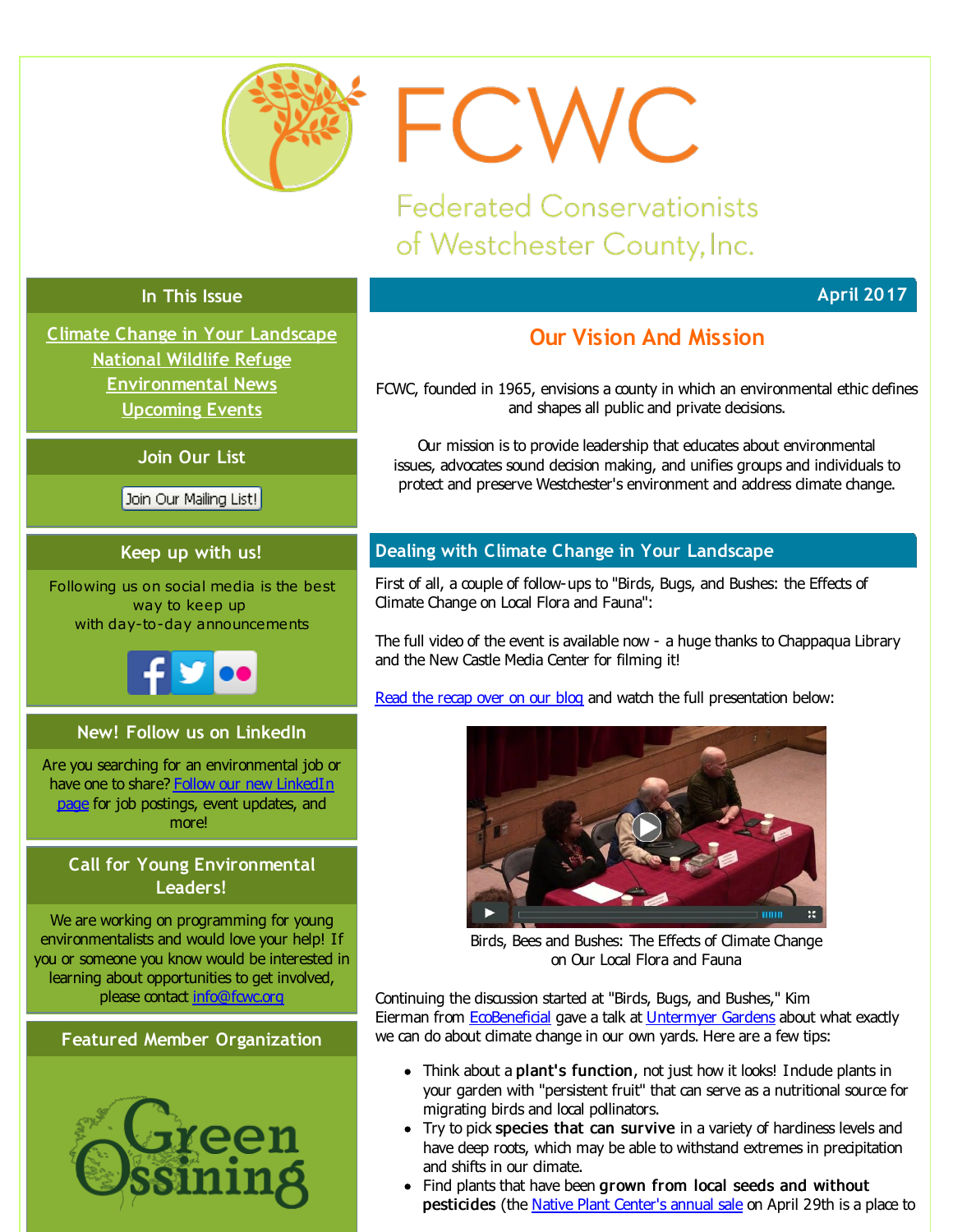# FCWC

Federated Conservationists of Westchester County, Inc.

## In This Issue

[Climate Change in Your Landscape](#)
[National Wildlife Refuge](#)
[Environmental News](#)
[Upcoming Events](#)

## Join Our List

Join Our Mailing List!

## Keep up with us!

Following us on social media is the best way to keep up with day-to-day announcements

## New! Follow us on LinkedIn

Are you searching for an environmental job or have one to share? Follow our new LinkedIn page for job postings, event updates, and more!

## Call for Young Environmental Leaders!

We are working on programming for young environmentalists and would love your help! If you or someone you know would be interested in learning about opportunities to get involved, please contact info@fcwc.org

## Featured Member Organization

Green Ossining

April 2017

## Our Vision And Mission

FCWC, founded in 1965, envisions a county in which an environmental ethic defines and shapes all public and private decisions.

Our mission is to provide leadership that educates about environmental issues, advocates sound decision making, and unifies groups and individuals to protect and preserve Westchester's environment and address climate change.

## Dealing with Climate Change in Your Landscape

First of all, a couple of follow-ups to "Birds, Bugs, and Bushes: the Effects of Climate Change on Local Flora and Fauna":

The full video of the event is available now - a huge thanks to Chappaqua Library and the New Castle Media Center for filming it!

Read the recap over on our blog and watch the full presentation below:

Birds, Bees and Bushes: The Effects of Climate Change on Our Local Flora and Fauna

Continuing the discussion started at "Birds, Bugs, and Bushes," Kim Eierman from EcoBeneficial gave a talk at Untermyer Gardens about what exactly we can do about climate change in our own yards. Here are a few tips:

- Think about a **plant's function**, not just how it looks! Include plants in your garden with "persistent fruit" that can serve as a nutritional source for migrating birds and local pollinators.
- Try to pick **species that can survive** in a variety of hardiness levels and have deep roots, which may be able to withstand extremes in precipitation and shifts in our climate.
- Find plants that have been **grown from local seeds and without pesticides** (the Native Plant Center's annual sale on April 29th is a place to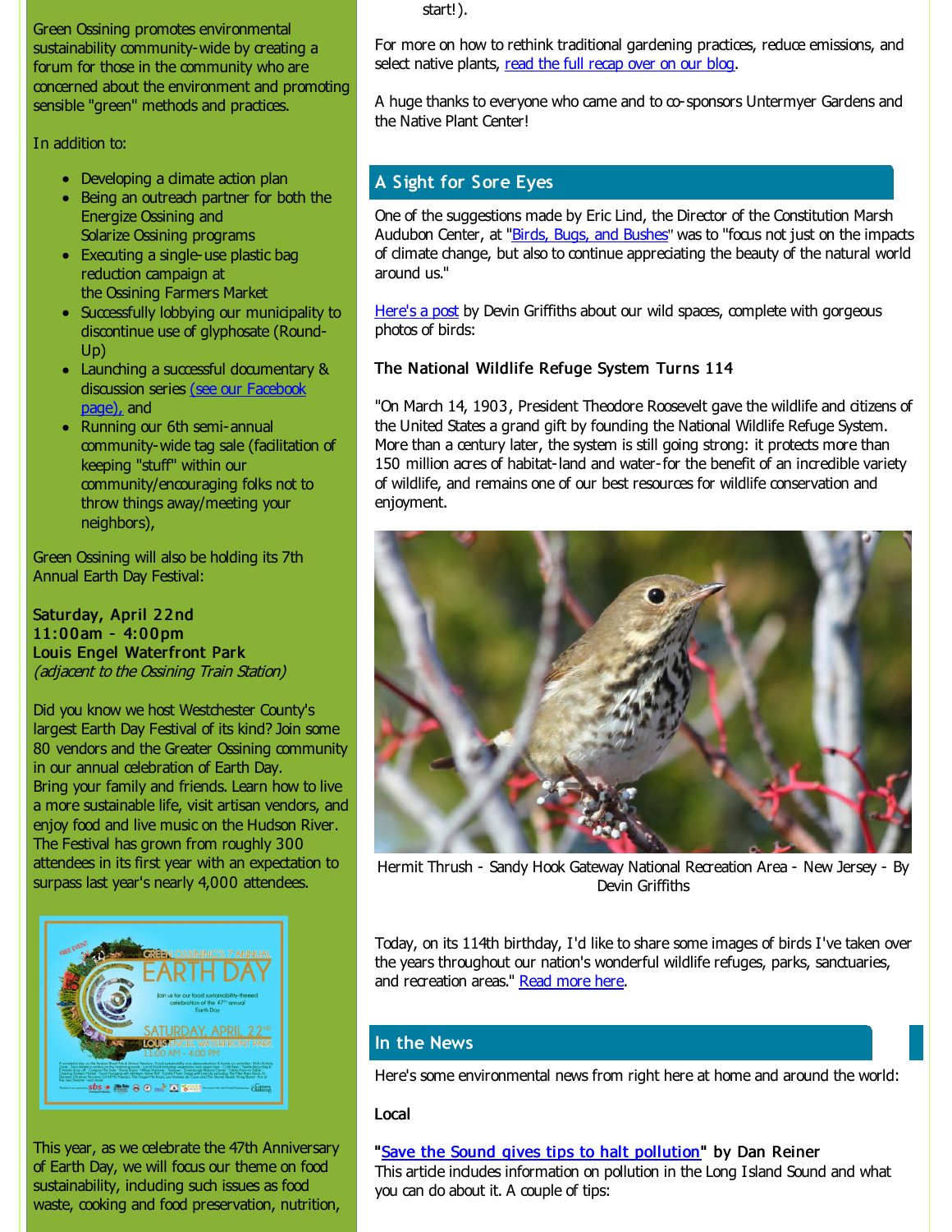Green Ossining promotes environmental sustainability community-wide by creating a forum for those in the community who are concerned about the environment and promoting sensible "green" methods and practices.

In addition to:

- Developing a climate action plan
- Being an outreach partner for both the Energize Ossining and Solarize Ossining programs
- Executing a single-use plastic bag reduction campaign at the Ossining Farmers Market
- Successfully lobbying our municipality to discontinue use of glyphosate (Round-Up)
- Launching a successful documentary & discussion series (see our Facebook page), and
- Running our 6th semi-annual community-wide tag sale (facilitation of keeping "stuff" within our community/encouraging folks not to throw things away/meeting your neighbors),

Green Ossining will also be holding its 7th Annual Earth Day Festival:

**Saturday, April 22nd**
**11:00am - 4:00pm**
**Louis Engel Waterfront Park**
*(adjacent to the Ossining Train Station)*

Did you know we host Westchester County's largest Earth Day Festival of its kind? Join some 80 vendors and the Greater Ossining community in our annual celebration of Earth Day. Bring your family and friends. Learn how to live a more sustainable life, visit artisan vendors, and enjoy food and live music on the Hudson River. The Festival has grown from roughly 300 attendees in its first year with an expectation to surpass last year's nearly 4,000 attendees.

This year, as we celebrate the 47th Anniversary of Earth Day, we will focus our theme on food sustainability, including such issues as food waste, cooking and food preservation, nutrition,

start!).

For more on how to rethink traditional gardening practices, reduce emissions, and select native plants, read the full recap over on our blog.

A huge thanks to everyone who came and to co-sponsors Untermyer Gardens and the Native Plant Center!

## A Sight for Sore Eyes

One of the suggestions made by Eric Lind, the Director of the Constitution Marsh Audubon Center, at "Birds, Bugs, and Bushes" was to "focus not just on the impacts of climate change, but also to continue appreciating the beauty of the natural world around us."

Here's a post by Devin Griffiths about our wild spaces, complete with gorgeous photos of birds:

**The National Wildlife Refuge System Turns 114**

"On March 14, 1903, President Theodore Roosevelt gave the wildlife and citizens of the United States a grand gift by founding the National Wildlife Refuge System. More than a century later, the system is still going strong: it protects more than 150 million acres of habitat-land and water-for the benefit of an incredible variety of wildlife, and remains one of our best resources for wildlife conservation and enjoyment.

Hermit Thrush - Sandy Hook Gateway National Recreation Area - New Jersey - By Devin Griffiths

Today, on its 114th birthday, I'd like to share some images of birds I've taken over the years throughout our nation's wonderful wildlife refuges, parks, sanctuaries, and recreation areas." Read more here.

## In the News

Here's some environmental news from right here at home and around the world:

**Local**

**"Save the Sound gives tips to halt pollution" by Dan Reiner**
This article includes information on pollution in the Long Island Sound and what you can do about it. A couple of tips: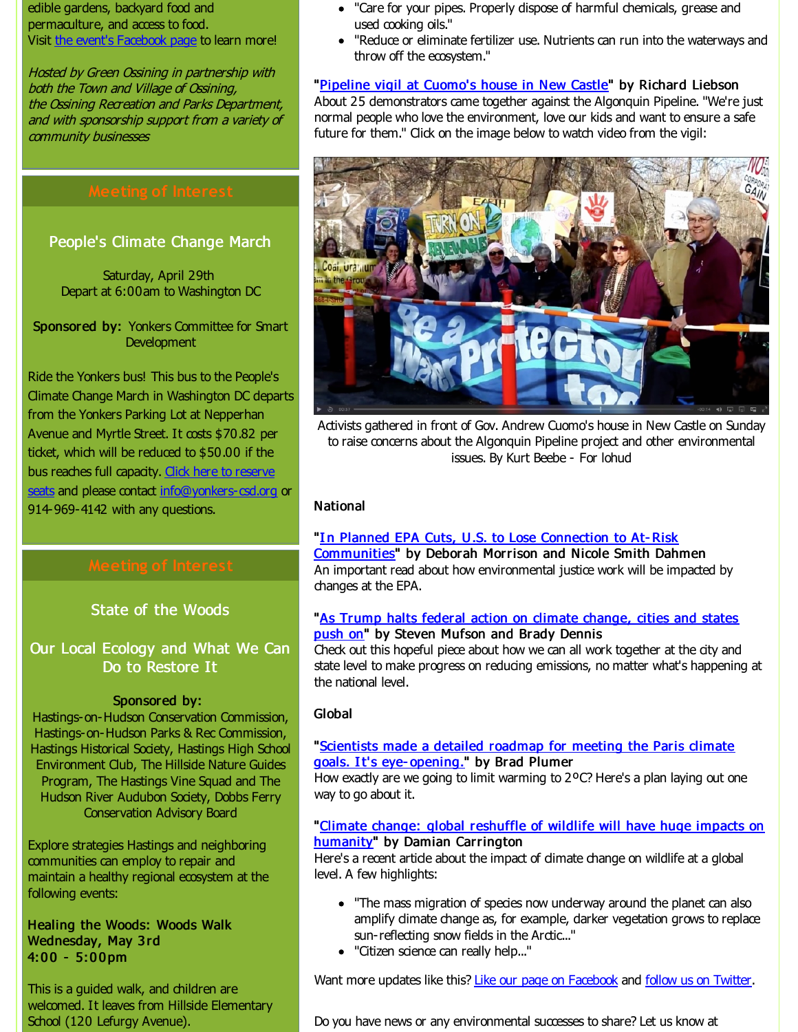edible gardens, backyard food and permaculture, and access to food. Visit the event's Facebook page to learn more!

*Hosted by Green Ossining in partnership with both the Town and Village of Ossining, the Ossining Recreation and Parks Department, and with sponsorship support from a variety of community businesses*

## Meeting of Interest

### People's Climate Change March

Saturday, April 29th
Depart at 6:00am to Washington DC

**Sponsored by:** Yonkers Committee for Smart Development

Ride the Yonkers bus! This bus to the People's Climate Change March in Washington DC departs from the Yonkers Parking Lot at Nepperhan Avenue and Myrtle Street. It costs $70.82 per ticket, which will be reduced to $50.00 if the bus reaches full capacity. Click here to reserve seats and please contact info@yonkers-csd.org or 914-969-4142 with any questions.

## Meeting of Interest

### State of the Woods

### Our Local Ecology and What We Can Do to Restore It

**Sponsored by:**
Hastings-on-Hudson Conservation Commission, Hastings-on-Hudson Parks & Rec Commission, Hastings Historical Society, Hastings High School Environment Club, The Hillside Nature Guides Program, The Hastings Vine Squad and The Hudson River Audubon Society, Dobbs Ferry Conservation Advisory Board

Explore strategies Hastings and neighboring communities can employ to repair and maintain a healthy regional ecosystem at the following events:

**Healing the Woods: Woods Walk**
**Wednesday, May 3rd**
**4:00 - 5:00pm**

This is a guided walk, and children are welcomed. It leaves from Hillside Elementary School (120 Lefurgy Avenue).

- "Care for your pipes. Properly dispose of harmful chemicals, grease and used cooking oils."
- "Reduce or eliminate fertilizer use. Nutrients can run into the waterways and throw off the ecosystem."

"**Pipeline vigil at Cuomo's house in New Castle**" **by Richard Liebson**
About 25 demonstrators came together against the Algonquin Pipeline. "We're just normal people who love the environment, love our kids and want to ensure a safe future for them." Click on the image below to watch video from the vigil:

Activists gathered in front of Gov. Andrew Cuomo's house in New Castle on Sunday to raise concerns about the Algonquin Pipeline project and other environmental issues. By Kurt Beebe - For lohud

### National

"**In Planned EPA Cuts, U.S. to Lose Connection to At-Risk Communities**" **by Deborah Morrison and Nicole Smith Dahmen**
An important read about how environmental justice work will be impacted by changes at the EPA.

"**As Trump halts federal action on climate change, cities and states push on**" **by Steven Mufson and Brady Dennis**
Check out this hopeful piece about how we can all work together at the city and state level to make progress on reducing emissions, no matter what's happening at the national level.

### Global

"**Scientists made a detailed roadmap for meeting the Paris climate goals. It's eye-opening.**" **by Brad Plumer**
How exactly are we going to limit warming to 2°C? Here's a plan laying out one way to go about it.

"**Climate change: global reshuffle of wildlife will have huge impacts on humanity**" **by Damian Carrington**
Here's a recent article about the impact of climate change on wildlife at a global level. A few highlights:

- "The mass migration of species now underway around the planet can also amplify climate change as, for example, darker vegetation grows to replace sun-reflecting snow fields in the Arctic..."
- "Citizen science can really help..."

Want more updates like this? Like our page on Facebook and follow us on Twitter.

Do you have news or any environmental successes to share? Let us know at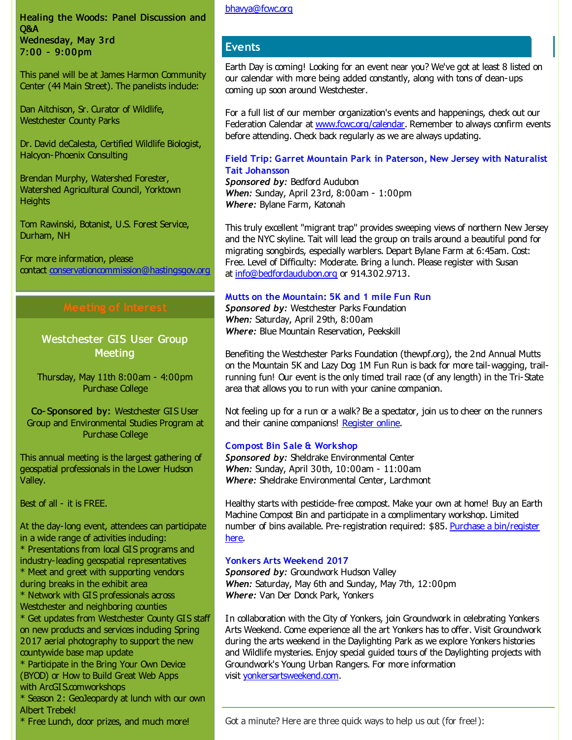**Healing the Woods: Panel Discussion and Q&A**
**Wednesday, May 3rd**
**7:00 - 9:00pm**

This panel will be at James Harmon Community Center (44 Main Street). The panelists include:

Dan Aitchison, Sr. Curator of Wildlife, Westchester County Parks

Dr. David deCalesta, Certified Wildlife Biologist, Halcyon-Phoenix Consulting

Brendan Murphy, Watershed Forester, Watershed Agricultural Council, Yorktown Heights

Tom Rawinski, Botanist, U.S. Forest Service, Durham, NH

For more information, please contact conservationcommission@hastingsgov.org

## Meeting of Interest

### Westchester GIS User Group Meeting

Thursday, May 11th 8:00am - 4:00pm
Purchase College

**Co-Sponsored by:** Westchester GIS User Group and Environmental Studies Program at Purchase College

This annual meeting is the largest gathering of geospatial professionals in the Lower Hudson Valley.

Best of all - it is FREE.

At the day-long event, attendees can participate in a wide range of activities including:
* Presentations from local GIS programs and industry-leading geospatial representatives
* Meet and greet with supporting vendors during breaks in the exhibit area
* Network with GIS professionals across Westchester and neighboring counties
* Get updates from Westchester County GIS staff on new products and services including Spring 2017 aerial photography to support the new countywide base map update
* Participate in the Bring Your Own Device (BYOD) or How to Build Great Web Apps with ArcGIS.comworkshops
* Season 2: GeoJeopardy at lunch with our own Albert Trebek!
* Free Lunch, door prizes, and much more!

bhavya@fcwc.org

## Events

Earth Day is coming! Looking for an event near you? We've got at least 8 listed on our calendar with more being added constantly, along with tons of clean-ups coming up soon around Westchester.

For a full list of our member organization's events and happenings, check out our Federation Calendar at www.fcwc.org/calendar. Remember to always confirm events before attending. Check back regularly as we are always updating.

### Field Trip: Garret Mountain Park in Paterson, New Jersey with Naturalist Tait Johansson

***Sponsored by:*** Bedford Audubon
***When:*** Sunday, April 23rd, 8:00am - 1:00pm
***Where:*** Bylane Farm, Katonah

This truly excellent "migrant trap" provides sweeping views of northern New Jersey and the NYC skyline. Tait will lead the group on trails around a beautiful pond for migrating songbirds, especially warblers. Depart Bylane Farm at 6:45am. Cost: Free. Level of Difficulty: Moderate. Bring a lunch. Please register with Susan at info@bedfordaudubon.org or 914.302.9713.

### Mutts on the Mountain: 5K and 1 mile Fun Run

***Sponsored by:*** Westchester Parks Foundation
***When:*** Saturday, April 29th, 8:00am
***Where:*** Blue Mountain Reservation, Peekskill

Benefiting the Westchester Parks Foundation (thewpf.org), the 2nd Annual Mutts on the Mountain 5K and Lazy Dog 1M Fun Run is back for more tail-wagging, trail-running fun! Our event is the only timed trail race (of any length) in the Tri-State area that allows you to run with your canine companion.

Not feeling up for a run or a walk? Be a spectator, join us to cheer on the runners and their canine companions! Register online.

### Compost Bin Sale & Workshop

***Sponsored by:*** Sheldrake Environmental Center
***When:*** Sunday, April 30th, 10:00am - 11:00am
***Where:*** Sheldrake Environmental Center, Larchmont

Healthy starts with pesticide-free compost. Make your own at home! Buy an Earth Machine Compost Bin and participate in a complimentary workshop. Limited number of bins available. Pre-registration required: $85. Purchase a bin/register here.

### Yonkers Arts Weekend 2017

***Sponsored by:*** Groundwork Hudson Valley
***When:*** Saturday, May 6th and Sunday, May 7th, 12:00pm
***Where:*** Van Der Donck Park, Yonkers

In collaboration with the City of Yonkers, join Groundwork in celebrating Yonkers Arts Weekend. Come experience all the art Yonkers has to offer. Visit Groundwork during the arts weekend in the Daylighting Park as we explore Yonkers histories and Wildlife mysteries. Enjoy special guided tours of the Daylighting projects with Groundwork's Young Urban Rangers. For more information visit yonkersartsweekend.com.

---

Got a minute? Here are three quick ways to help us out (for free!):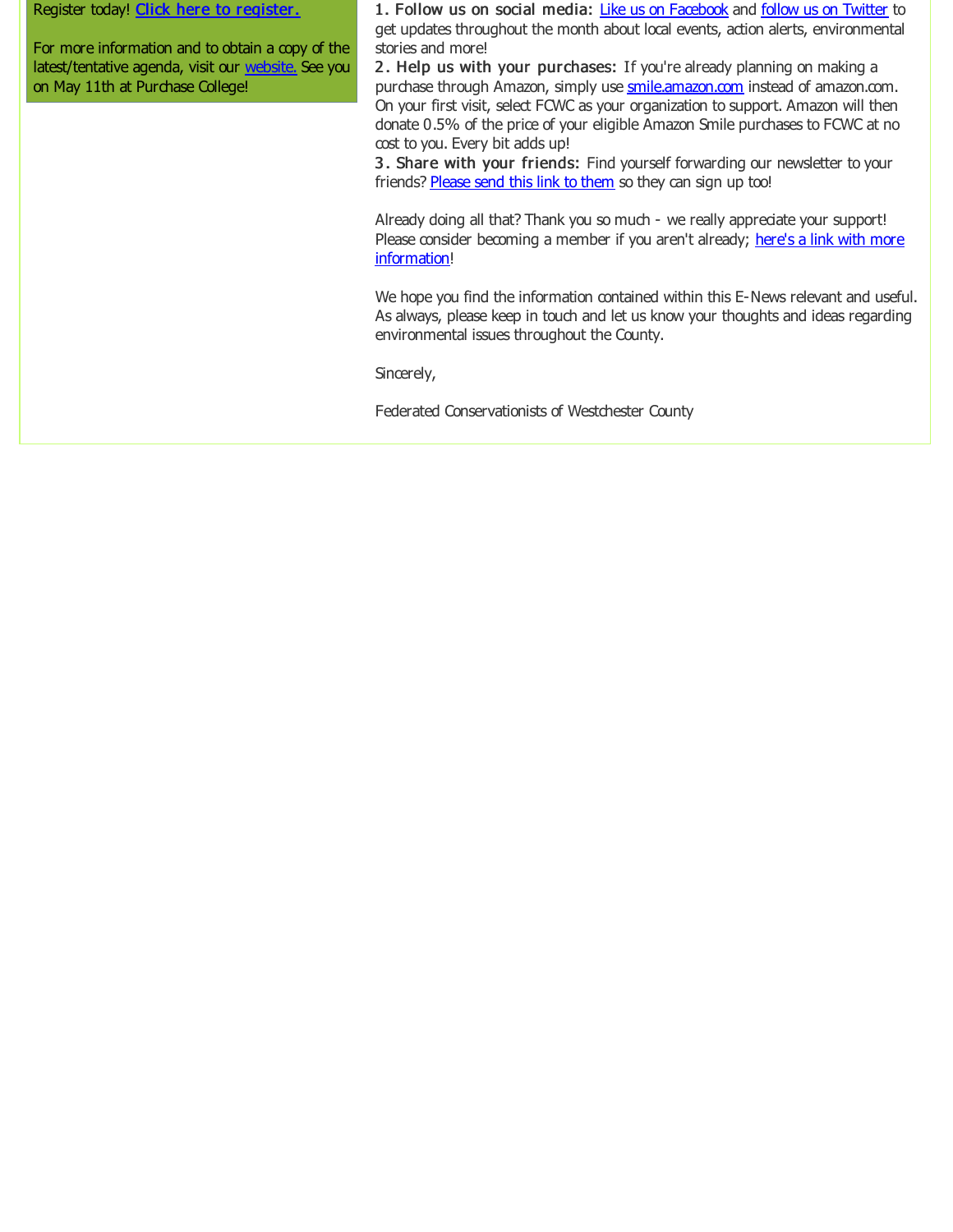Register today! **Click here to register.**

For more information and to obtain a copy of the latest/tentative agenda, visit our website. See you on May 11th at Purchase College!

**1. Follow us on social media:** Like us on Facebook and follow us on Twitter to get updates throughout the month about local events, action alerts, environmental stories and more!
**2. Help us with your purchases:** If you're already planning on making a purchase through Amazon, simply use smile.amazon.com instead of amazon.com. On your first visit, select FCWC as your organization to support. Amazon will then donate 0.5% of the price of your eligible Amazon Smile purchases to FCWC at no cost to you. Every bit adds up!
**3. Share with your friends:** Find yourself forwarding our newsletter to your friends? Please send this link to them so they can sign up too!

Already doing all that? Thank you so much - we really appreciate your support! Please consider becoming a member if you aren't already; here's a link with more information!

We hope you find the information contained within this E-News relevant and useful. As always, please keep in touch and let us know your thoughts and ideas regarding environmental issues throughout the County.

Sincerely,

Federated Conservationists of Westchester County